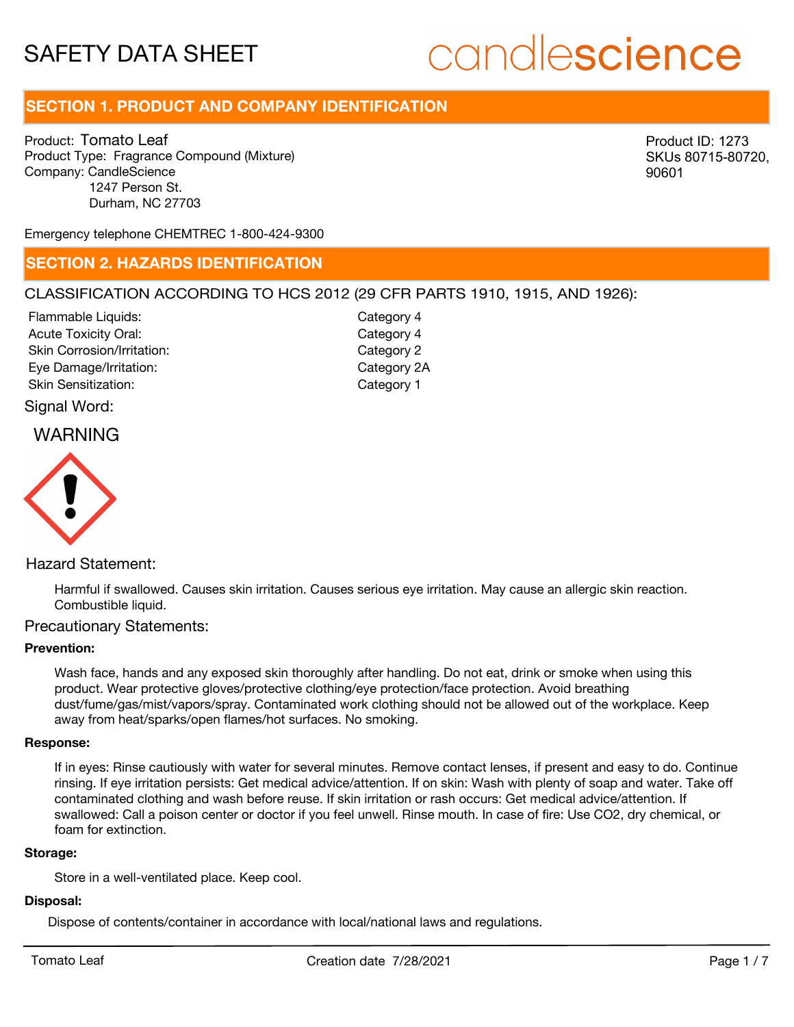# SAFETY DATA SHEET

candlescience

## SECTION 1. PRODUCT AND COMPANY IDENTIFICATION

Product: Tomato Leaf
Product Type: Fragrance Compound (Mixture)
Company: CandleScience
1247 Person St.
Durham, NC 27703

Product ID: 1273
SKUs 80715-80720, 90601

Emergency telephone CHEMTREC 1-800-424-9300

## SECTION 2. HAZARDS IDENTIFICATION

CLASSIFICATION ACCORDING TO HCS 2012 (29 CFR PARTS 1910, 1915, AND 1926):

| | |
|---|---|
| Flammable Liquids: | Category 4 |
| Acute Toxicity Oral: | Category 4 |
| Skin Corrosion/Irritation: | Category 2 |
| Eye Damage/Irritation: | Category 2A |
| Skin Sensitization: | Category 1 |

Signal Word:

WARNING

Hazard Statement:

Harmful if swallowed. Causes skin irritation. Causes serious eye irritation. May cause an allergic skin reaction. Combustible liquid.

Precautionary Statements:

**Prevention:**

Wash face, hands and any exposed skin thoroughly after handling. Do not eat, drink or smoke when using this product. Wear protective gloves/protective clothing/eye protection/face protection. Avoid breathing dust/fume/gas/mist/vapors/spray. Contaminated work clothing should not be allowed out of the workplace. Keep away from heat/sparks/open flames/hot surfaces. No smoking.

**Response:**

If in eyes: Rinse cautiously with water for several minutes. Remove contact lenses, if present and easy to do. Continue rinsing. If eye irritation persists: Get medical advice/attention. If on skin: Wash with plenty of soap and water. Take off contaminated clothing and wash before reuse. If skin irritation or rash occurs: Get medical advice/attention. If swallowed: Call a poison center or doctor if you feel unwell. Rinse mouth. In case of fire: Use CO2, dry chemical, or foam for extinction.

**Storage:**

Store in a well-ventilated place. Keep cool.

**Disposal:**

Dispose of contents/container in accordance with local/national laws and regulations.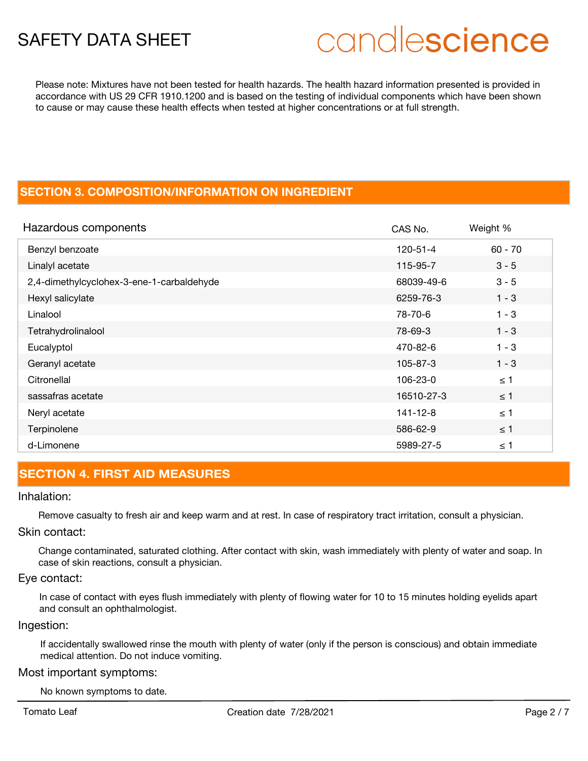Please note: Mixtures have not been tested for health hazards. The health hazard information presented is provided in accordance with US 29 CFR 1910.1200 and is based on the testing of individual components which have been shown to cause or may cause these health effects when tested at higher concentrations or at full strength.

## SECTION 3. COMPOSITION/INFORMATION ON INGREDIENT

| Hazardous components | CAS No. | Weight % |
|---|---|---|
| Benzyl benzoate | 120-51-4 | 60 - 70 |
| Linalyl acetate | 115-95-7 | 3 - 5 |
| 2,4-dimethylcyclohex-3-ene-1-carbaldehyde | 68039-49-6 | 3 - 5 |
| Hexyl salicylate | 6259-76-3 | 1 - 3 |
| Linalool | 78-70-6 | 1 - 3 |
| Tetrahydrolinalool | 78-69-3 | 1 - 3 |
| Eucalyptol | 470-82-6 | 1 - 3 |
| Geranyl acetate | 105-87-3 | 1 - 3 |
| Citronellal | 106-23-0 | ≤ 1 |
| sassafras acetate | 16510-27-3 | ≤ 1 |
| Neryl acetate | 141-12-8 | ≤ 1 |
| Terpinolene | 586-62-9 | ≤ 1 |
| d-Limonene | 5989-27-5 | ≤ 1 |

## SECTION 4. FIRST AID MEASURES

### Inhalation:

Remove casualty to fresh air and keep warm and at rest. In case of respiratory tract irritation, consult a physician.

### Skin contact:

Change contaminated, saturated clothing. After contact with skin, wash immediately with plenty of water and soap. In case of skin reactions, consult a physician.

### Eye contact:

In case of contact with eyes flush immediately with plenty of flowing water for 10 to 15 minutes holding eyelids apart and consult an ophthalmologist.

### Ingestion:

If accidentally swallowed rinse the mouth with plenty of water (only if the person is conscious) and obtain immediate medical attention. Do not induce vomiting.

### Most important symptoms:

No known symptoms to date.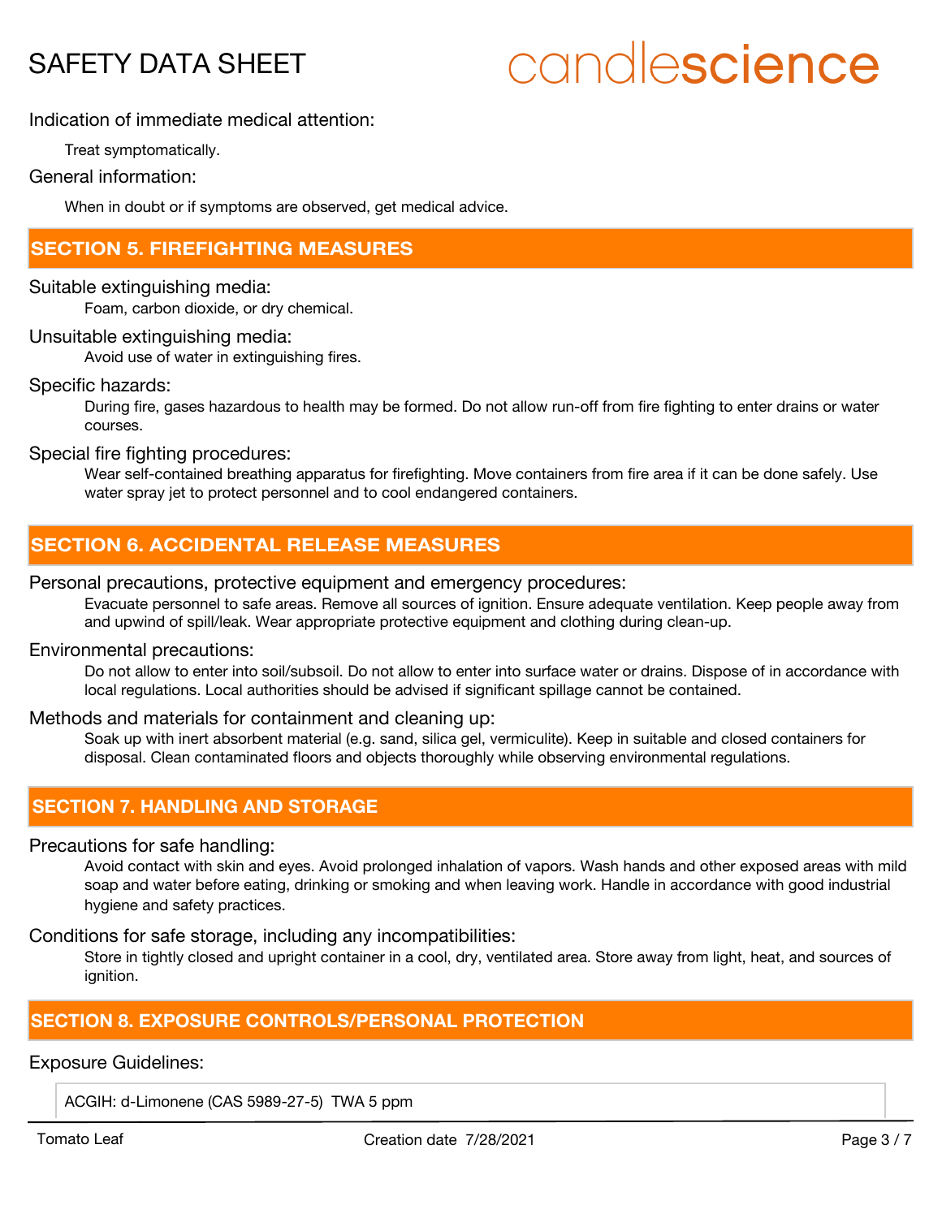Indication of immediate medical attention:

Treat symptomatically.

General information:

When in doubt or if symptoms are observed, get medical advice.

## SECTION 5. FIREFIGHTING MEASURES

Suitable extinguishing media:

Foam, carbon dioxide, or dry chemical.

Unsuitable extinguishing media:

Avoid use of water in extinguishing fires.

Specific hazards:

During fire, gases hazardous to health may be formed. Do not allow run-off from fire fighting to enter drains or water courses.

Special fire fighting procedures:

Wear self-contained breathing apparatus for firefighting. Move containers from fire area if it can be done safely. Use water spray jet to protect personnel and to cool endangered containers.

## SECTION 6. ACCIDENTAL RELEASE MEASURES

Personal precautions, protective equipment and emergency procedures:

Evacuate personnel to safe areas. Remove all sources of ignition. Ensure adequate ventilation. Keep people away from and upwind of spill/leak. Wear appropriate protective equipment and clothing during clean-up.

Environmental precautions:

Do not allow to enter into soil/subsoil. Do not allow to enter into surface water or drains. Dispose of in accordance with local regulations. Local authorities should be advised if significant spillage cannot be contained.

Methods and materials for containment and cleaning up:

Soak up with inert absorbent material (e.g. sand, silica gel, vermiculite). Keep in suitable and closed containers for disposal. Clean contaminated floors and objects thoroughly while observing environmental regulations.

## SECTION 7. HANDLING AND STORAGE

Precautions for safe handling:

Avoid contact with skin and eyes. Avoid prolonged inhalation of vapors. Wash hands and other exposed areas with mild soap and water before eating, drinking or smoking and when leaving work. Handle in accordance with good industrial hygiene and safety practices.

Conditions for safe storage, including any incompatibilities:

Store in tightly closed and upright container in a cool, dry, ventilated area. Store away from light, heat, and sources of ignition.

## SECTION 8. EXPOSURE CONTROLS/PERSONAL PROTECTION

Exposure Guidelines:

| ACGIH: d-Limonene (CAS 5989-27-5) TWA 5 ppm |
|---|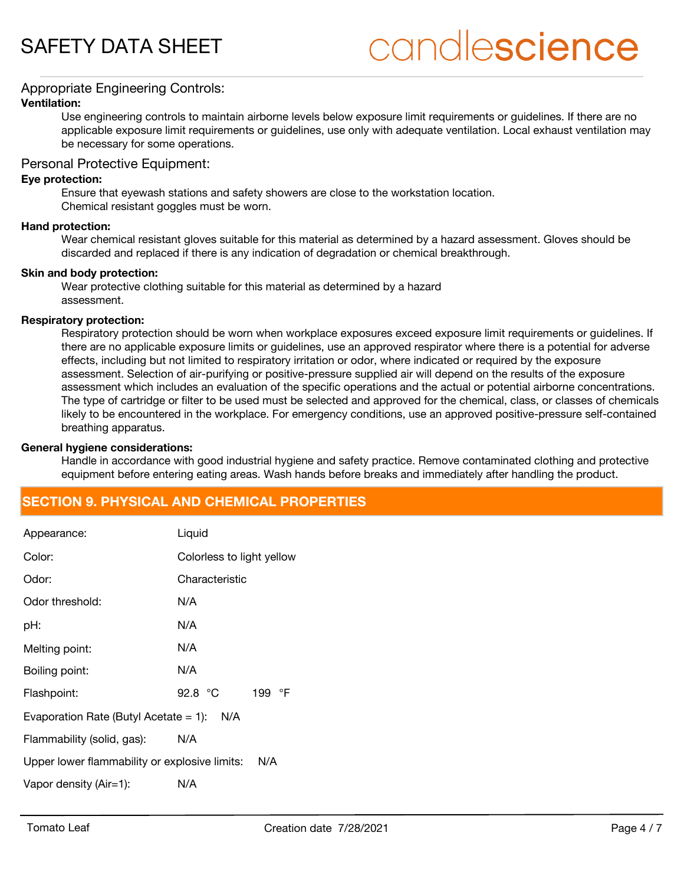## Appropriate Engineering Controls:

**Ventilation:**

Use engineering controls to maintain airborne levels below exposure limit requirements or guidelines. If there are no applicable exposure limit requirements or guidelines, use only with adequate ventilation. Local exhaust ventilation may be necessary for some operations.

## Personal Protective Equipment:

**Eye protection:**

Ensure that eyewash stations and safety showers are close to the workstation location.
Chemical resistant goggles must be worn.

**Hand protection:**

Wear chemical resistant gloves suitable for this material as determined by a hazard assessment. Gloves should be discarded and replaced if there is any indication of degradation or chemical breakthrough.

**Skin and body protection:**

Wear protective clothing suitable for this material as determined by a hazard assessment.

**Respiratory protection:**

Respiratory protection should be worn when workplace exposures exceed exposure limit requirements or guidelines. If there are no applicable exposure limits or guidelines, use an approved respirator where there is a potential for adverse effects, including but not limited to respiratory irritation or odor, where indicated or required by the exposure assessment. Selection of air-purifying or positive-pressure supplied air will depend on the results of the exposure assessment which includes an evaluation of the specific operations and the actual or potential airborne concentrations. The type of cartridge or filter to be used must be selected and approved for the chemical, class, or classes of chemicals likely to be encountered in the workplace. For emergency conditions, use an approved positive-pressure self-contained breathing apparatus.

**General hygiene considerations:**

Handle in accordance with good industrial hygiene and safety practice. Remove contaminated clothing and protective equipment before entering eating areas. Wash hands before breaks and immediately after handling the product.

## SECTION 9. PHYSICAL AND CHEMICAL PROPERTIES

| Property | Value |
|---|---|
| Appearance: | Liquid |
| Color: | Colorless to light yellow |
| Odor: | Characteristic |
| Odor threshold: | N/A |
| pH: | N/A |
| Melting point: | N/A |
| Boiling point: | N/A |
| Flashpoint: | 92.8 °C 199 °F |
| Evaporation Rate (Butyl Acetate = 1): | N/A |
| Flammability (solid, gas): | N/A |
| Upper lower flammability or explosive limits: | N/A |
| Vapor density (Air=1): | N/A |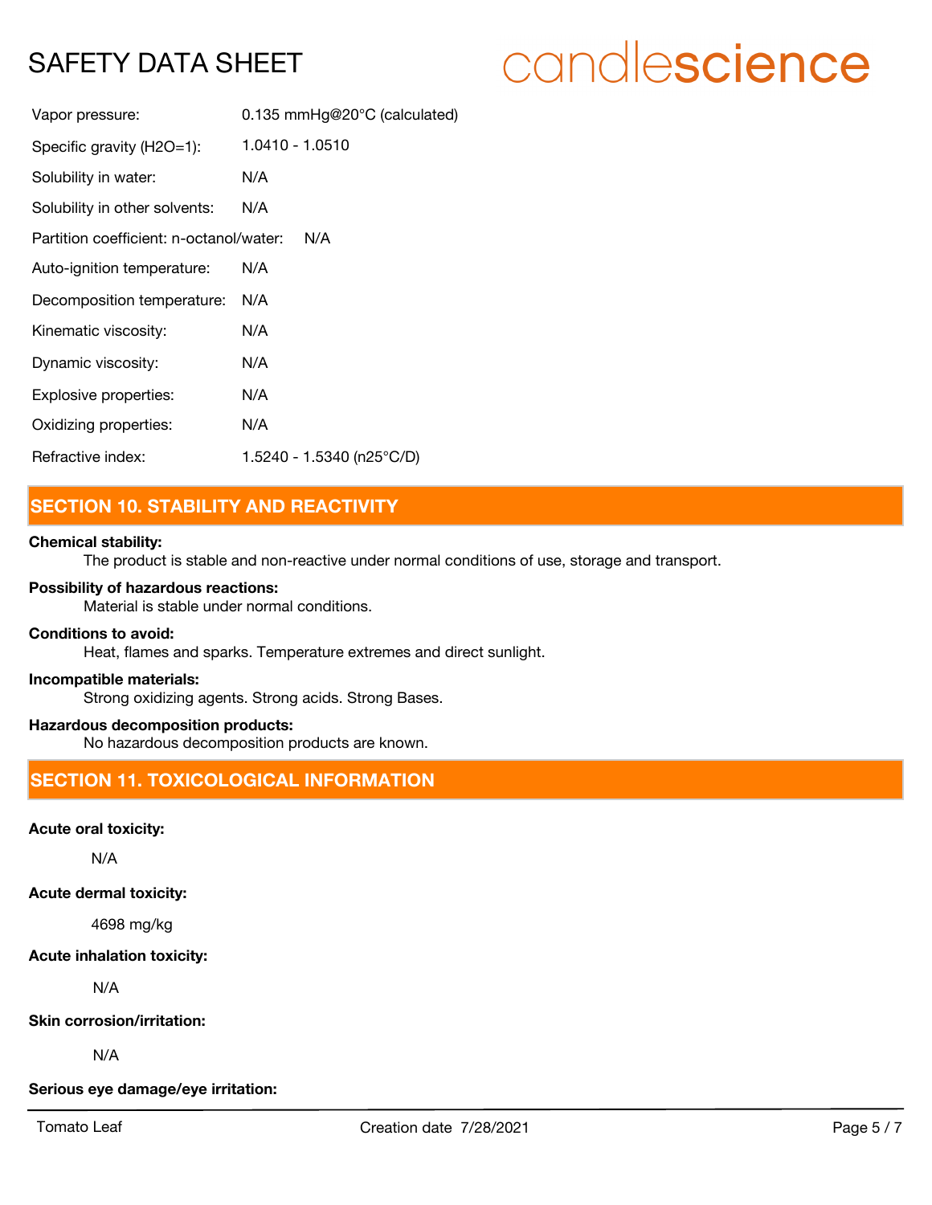| | |
|---|---|
| Vapor pressure: | 0.135 mmHg@20°C (calculated) |
| Specific gravity (H2O=1): | 1.0410 - 1.0510 |
| Solubility in water: | N/A |
| Solubility in other solvents: | N/A |
| Partition coefficient: n-octanol/water: | N/A |
| Auto-ignition temperature: | N/A |
| Decomposition temperature: | N/A |
| Kinematic viscosity: | N/A |
| Dynamic viscosity: | N/A |
| Explosive properties: | N/A |
| Oxidizing properties: | N/A |
| Refractive index: | 1.5240 - 1.5340 (n25°C/D) |

## SECTION 10. STABILITY AND REACTIVITY

**Chemical stability:**
The product is stable and non-reactive under normal conditions of use, storage and transport.

**Possibility of hazardous reactions:**
Material is stable under normal conditions.

**Conditions to avoid:**
Heat, flames and sparks. Temperature extremes and direct sunlight.

**Incompatible materials:**
Strong oxidizing agents. Strong acids. Strong Bases.

**Hazardous decomposition products:**
No hazardous decomposition products are known.

## SECTION 11. TOXICOLOGICAL INFORMATION

**Acute oral toxicity:**

N/A

**Acute dermal toxicity:**

4698 mg/kg

**Acute inhalation toxicity:**

N/A

**Skin corrosion/irritation:**

N/A

**Serious eye damage/eye irritation:**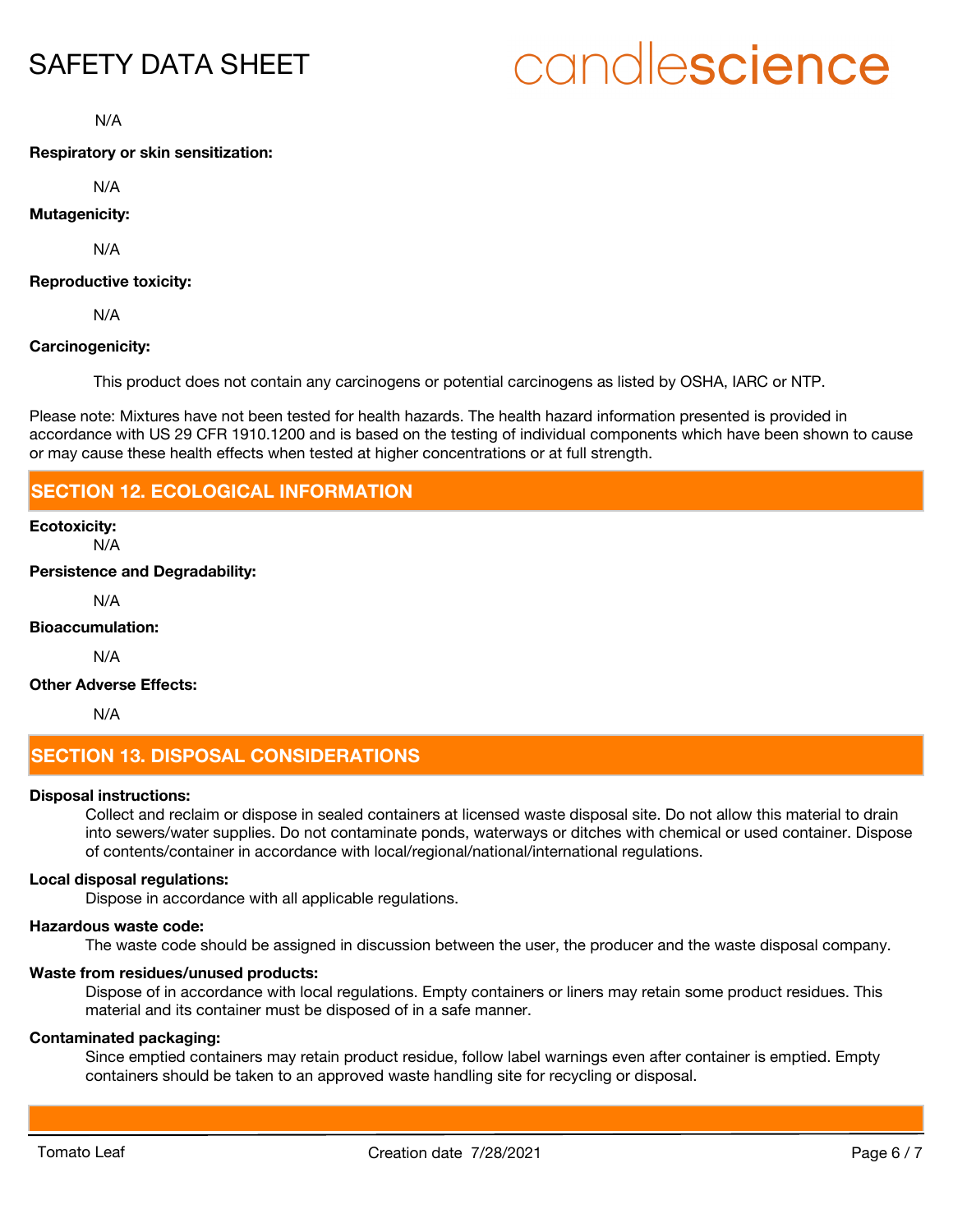N/A

**Respiratory or skin sensitization:**

N/A

**Mutagenicity:**

N/A

**Reproductive toxicity:**

N/A

**Carcinogenicity:**

This product does not contain any carcinogens or potential carcinogens as listed by OSHA, IARC or NTP.

Please note: Mixtures have not been tested for health hazards. The health hazard information presented is provided in accordance with US 29 CFR 1910.1200 and is based on the testing of individual components which have been shown to cause or may cause these health effects when tested at higher concentrations or at full strength.

## SECTION 12. ECOLOGICAL INFORMATION

**Ecotoxicity:**

N/A

**Persistence and Degradability:**

N/A

**Bioaccumulation:**

N/A

**Other Adverse Effects:**

N/A

## SECTION 13. DISPOSAL CONSIDERATIONS

**Disposal instructions:**

Collect and reclaim or dispose in sealed containers at licensed waste disposal site. Do not allow this material to drain into sewers/water supplies. Do not contaminate ponds, waterways or ditches with chemical or used container. Dispose of contents/container in accordance with local/regional/national/international regulations.

**Local disposal regulations:**

Dispose in accordance with all applicable regulations.

**Hazardous waste code:**

The waste code should be assigned in discussion between the user, the producer and the waste disposal company.

**Waste from residues/unused products:**

Dispose of in accordance with local regulations. Empty containers or liners may retain some product residues. This material and its container must be disposed of in a safe manner.

**Contaminated packaging:**

Since emptied containers may retain product residue, follow label warnings even after container is emptied. Empty containers should be taken to an approved waste handling site for recycling or disposal.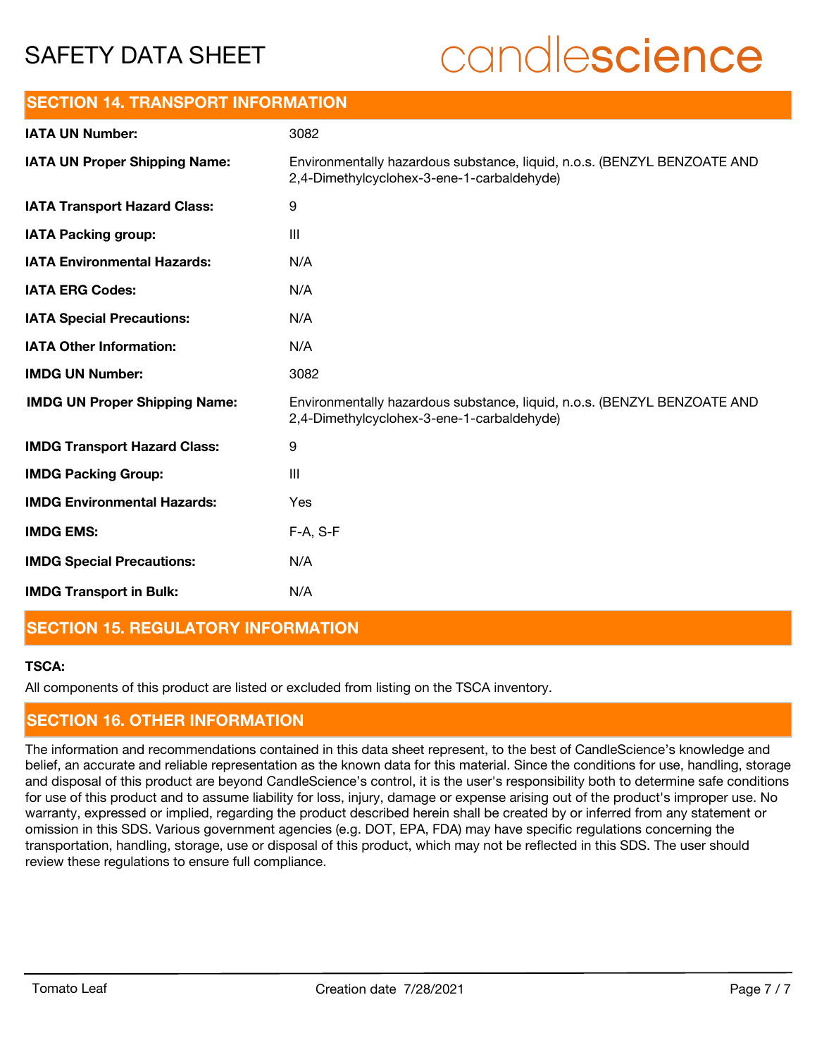## SECTION 14. TRANSPORT INFORMATION

| | |
|---|---|
| **IATA UN Number:** | 3082 |
| **IATA UN Proper Shipping Name:** | Environmentally hazardous substance, liquid, n.o.s. (BENZYL BENZOATE AND 2,4-Dimethylcyclohex-3-ene-1-carbaldehyde) |
| **IATA Transport Hazard Class:** | 9 |
| **IATA Packing group:** | III |
| **IATA Environmental Hazards:** | N/A |
| **IATA ERG Codes:** | N/A |
| **IATA Special Precautions:** | N/A |
| **IATA Other Information:** | N/A |
| **IMDG UN Number:** | 3082 |
| **IMDG UN Proper Shipping Name:** | Environmentally hazardous substance, liquid, n.o.s. (BENZYL BENZOATE AND 2,4-Dimethylcyclohex-3-ene-1-carbaldehyde) |
| **IMDG Transport Hazard Class:** | 9 |
| **IMDG Packing Group:** | III |
| **IMDG Environmental Hazards:** | Yes |
| **IMDG EMS:** | F-A, S-F |
| **IMDG Special Precautions:** | N/A |
| **IMDG Transport in Bulk:** | N/A |

## SECTION 15. REGULATORY INFORMATION

**TSCA:**

All components of this product are listed or excluded from listing on the TSCA inventory.

## SECTION 16. OTHER INFORMATION

The information and recommendations contained in this data sheet represent, to the best of CandleScience's knowledge and belief, an accurate and reliable representation as the known data for this material. Since the conditions for use, handling, storage and disposal of this product are beyond CandleScience's control, it is the user's responsibility both to determine safe conditions for use of this product and to assume liability for loss, injury, damage or expense arising out of the product's improper use. No warranty, expressed or implied, regarding the product described herein shall be created by or inferred from any statement or omission in this SDS. Various government agencies (e.g. DOT, EPA, FDA) may have specific regulations concerning the transportation, handling, storage, use or disposal of this product, which may not be reflected in this SDS. The user should review these regulations to ensure full compliance.